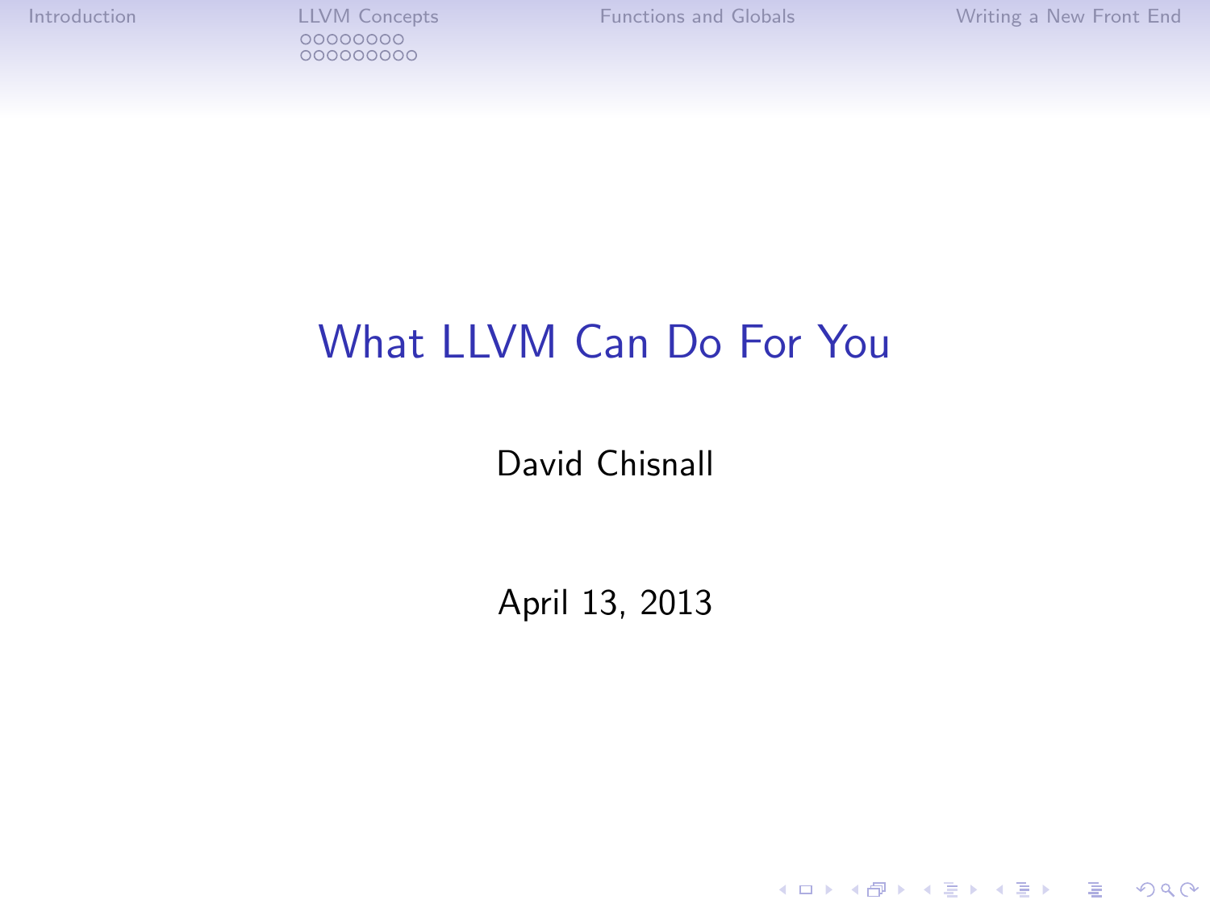# What LLVM Can Do For You

David Chisnall

April 13, 2013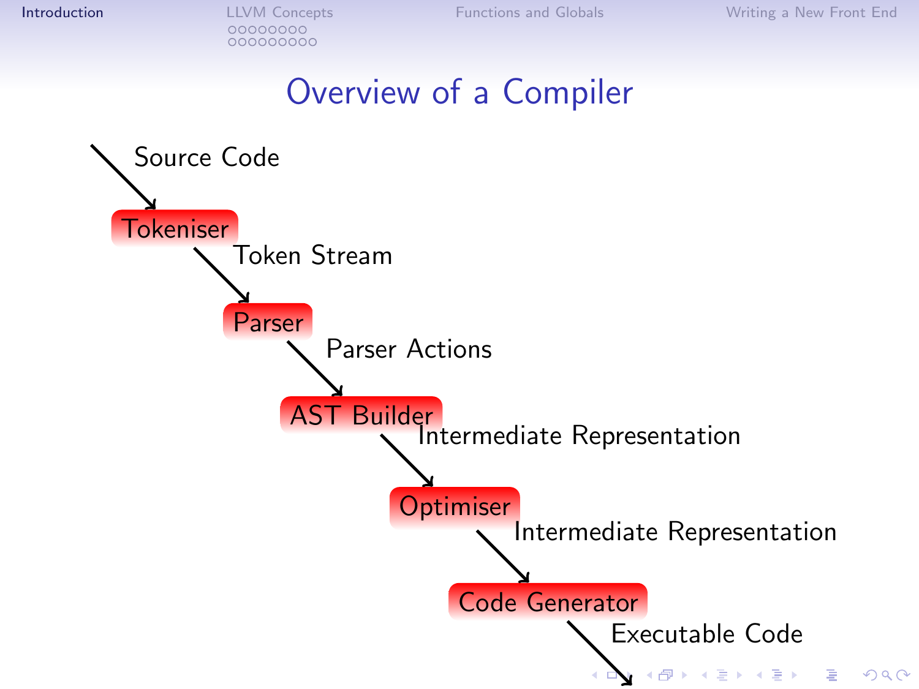# Overview of a Compiler

Source Code

Tokeniser

Token Stream

Parser

Parser Actions

AST Builder

Intermediate Representation

Optimiser

Intermediate Representation

Code Generator

Executable Code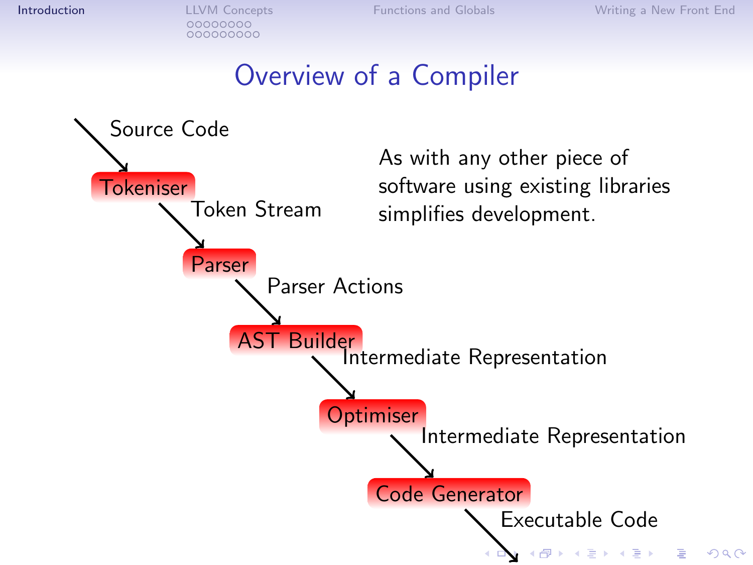# Overview of a Compiler

Source Code

Tokeniser

Token Stream

Parser

Parser Actions

AST Builder

Intermediate Representation

Optimiser

Intermediate Representation

Code Generator

Executable Code

As with any other piece of software using existing libraries simplifies development.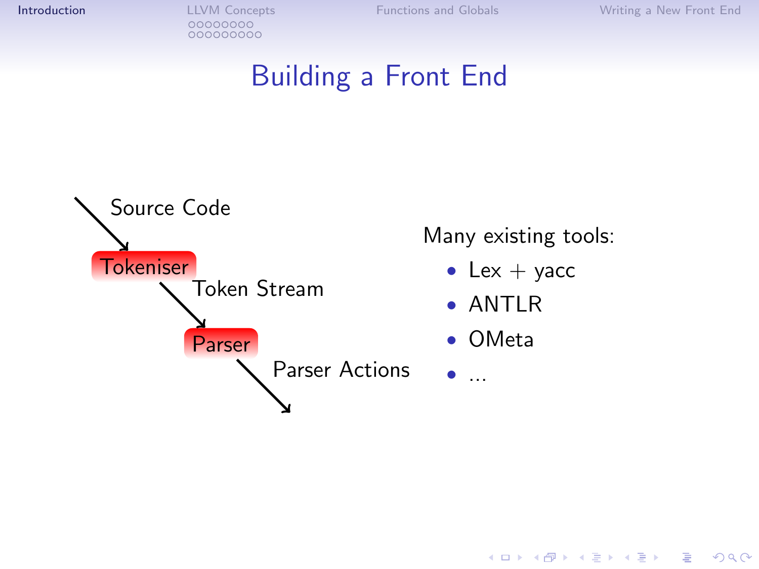# Building a Front End

Source Code

Tokeniser

Token Stream

Parser

Parser Actions

Many existing tools:

- Lex + yacc
- ANTLR
- OMeta
- ...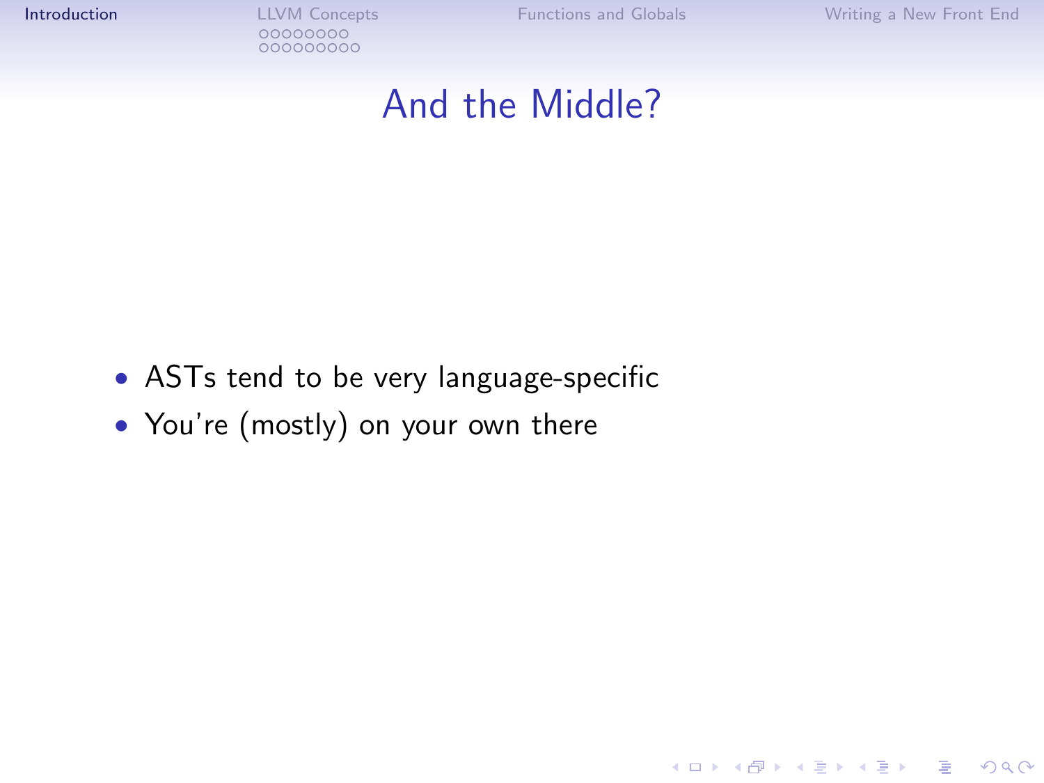# And the Middle?

- ASTs tend to be very language-specific
- You're (mostly) on your own there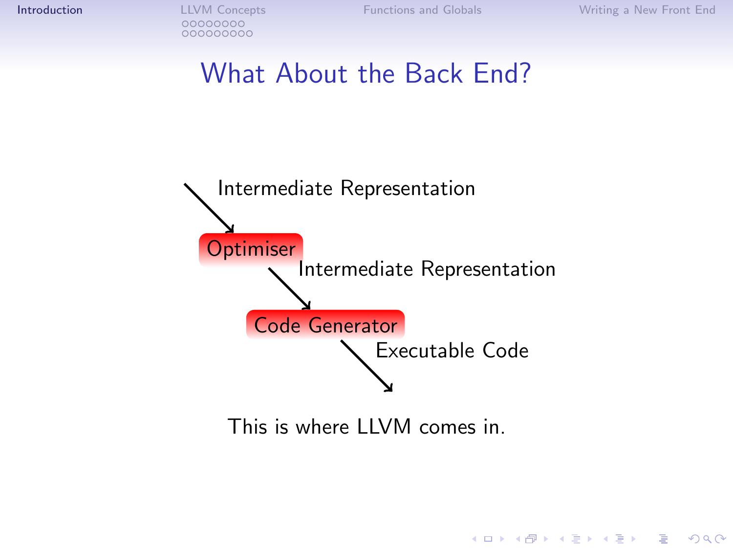# What About the Back End?

Intermediate Representation

Optimiser

Intermediate Representation

Code Generator

Executable Code

This is where LLVM comes in.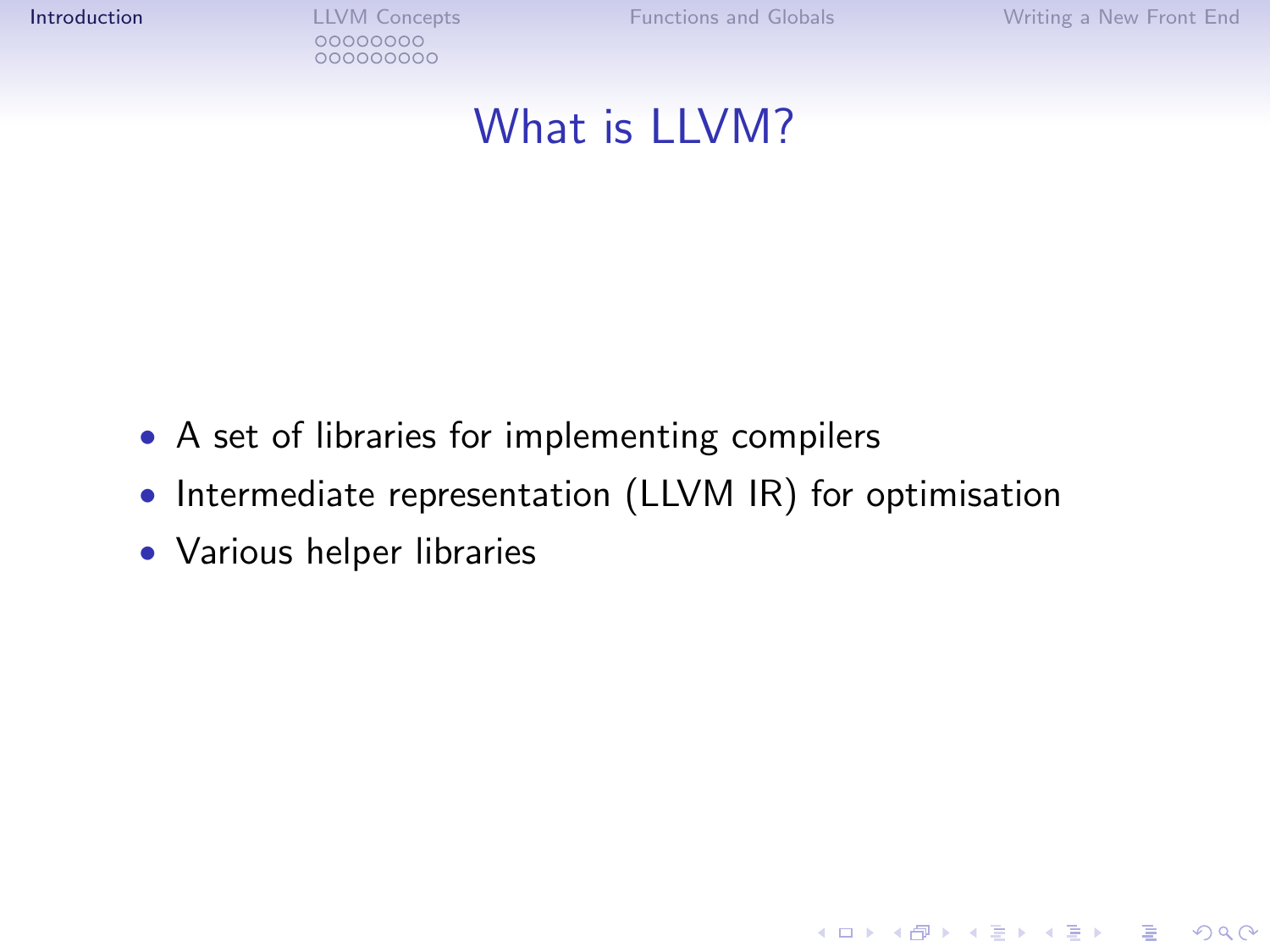# What is LLVM?

- A set of libraries for implementing compilers
- Intermediate representation (LLVM IR) for optimisation
- Various helper libraries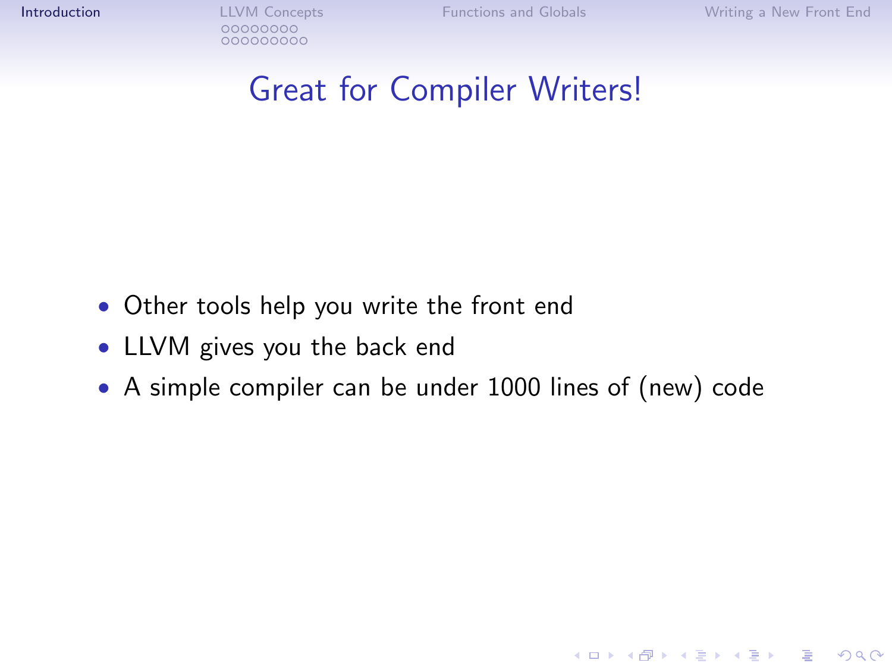# Great for Compiler Writers!

- Other tools help you write the front end
- LLVM gives you the back end
- A simple compiler can be under 1000 lines of (new) code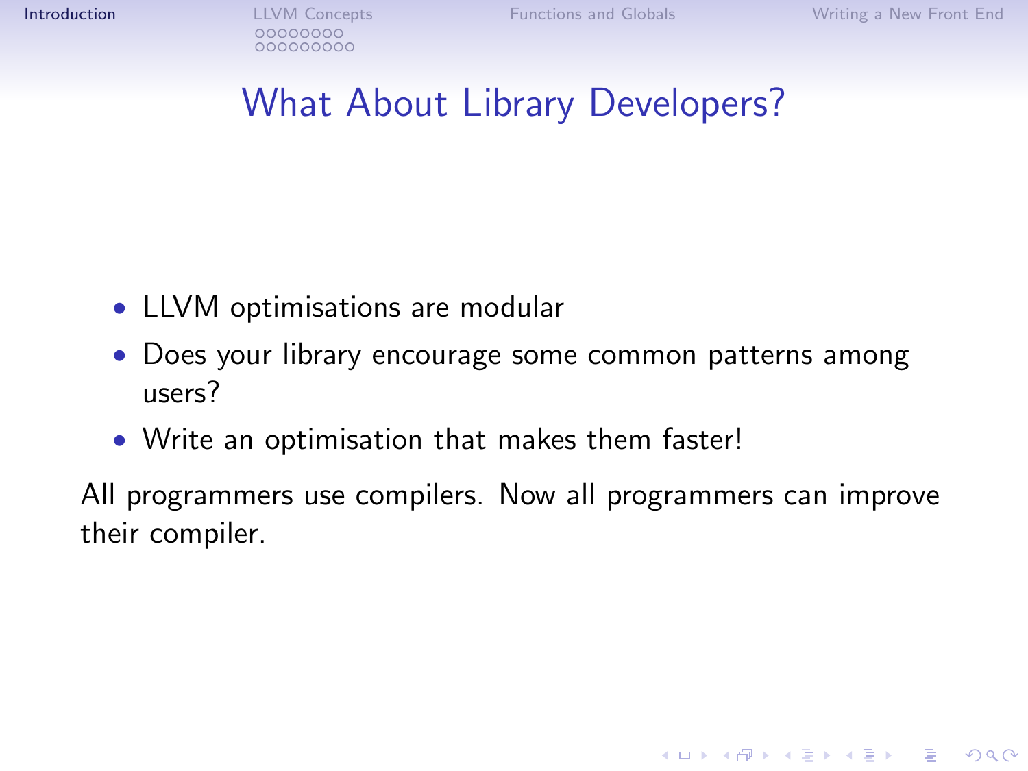# What About Library Developers?

- LLVM optimisations are modular
- Does your library encourage some common patterns among users?
- Write an optimisation that makes them faster!

All programmers use compilers. Now all programmers can improve their compiler.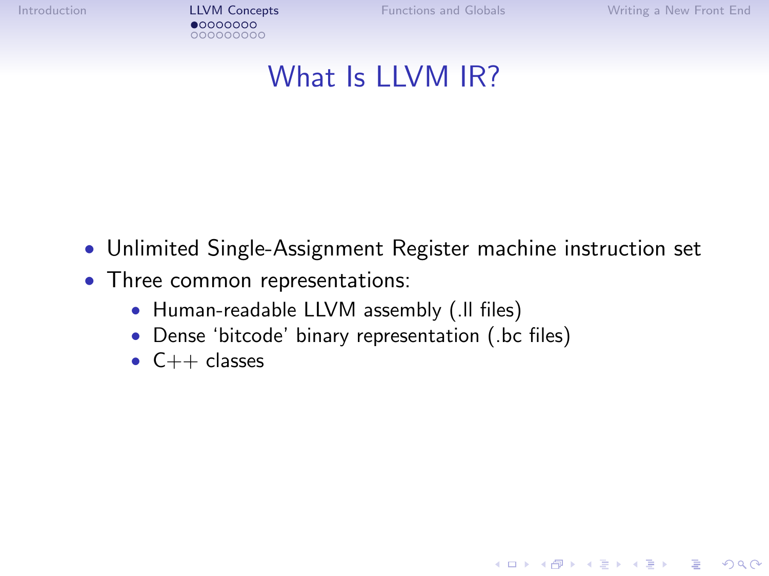# What Is LLVM IR?

- Unlimited Single-Assignment Register machine instruction set
- Three common representations:
  - Human-readable LLVM assembly (.ll files)
  - Dense 'bitcode' binary representation (.bc files)
  - C++ classes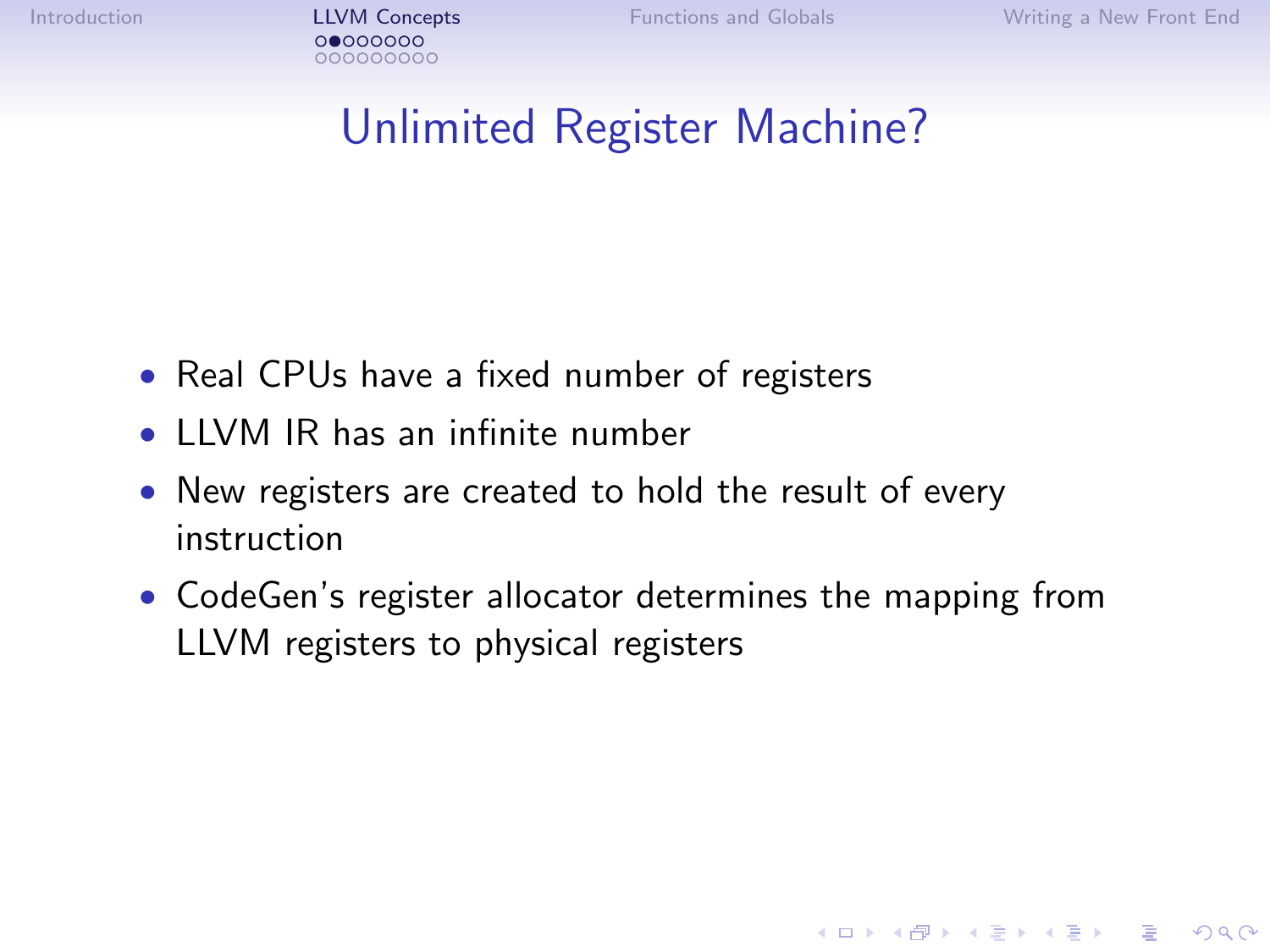# Unlimited Register Machine?

- Real CPUs have a fixed number of registers
- LLVM IR has an infinite number
- New registers are created to hold the result of every instruction
- CodeGen's register allocator determines the mapping from LLVM registers to physical registers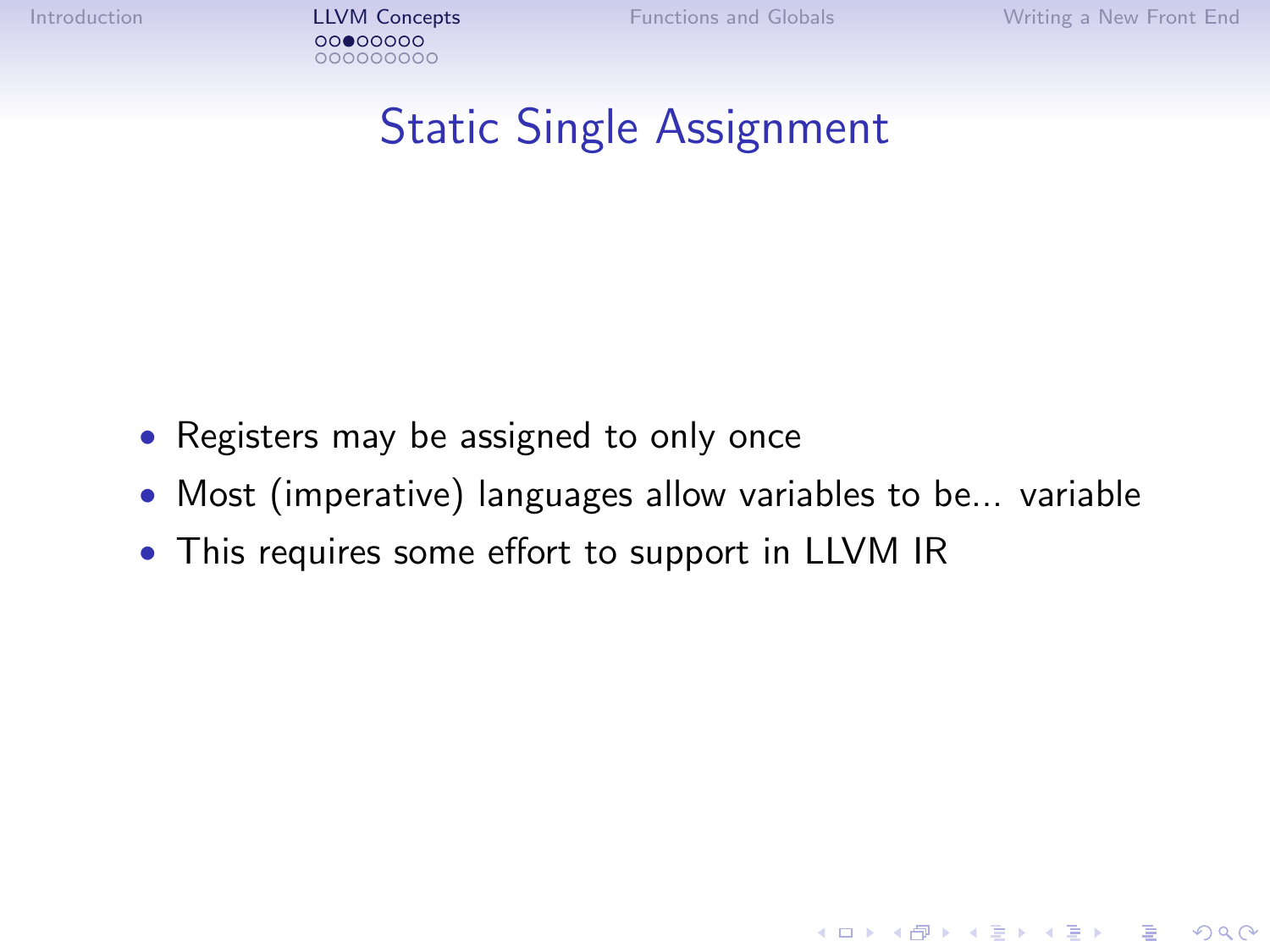# Static Single Assignment

- Registers may be assigned to only once
- Most (imperative) languages allow variables to be... variable
- This requires some effort to support in LLVM IR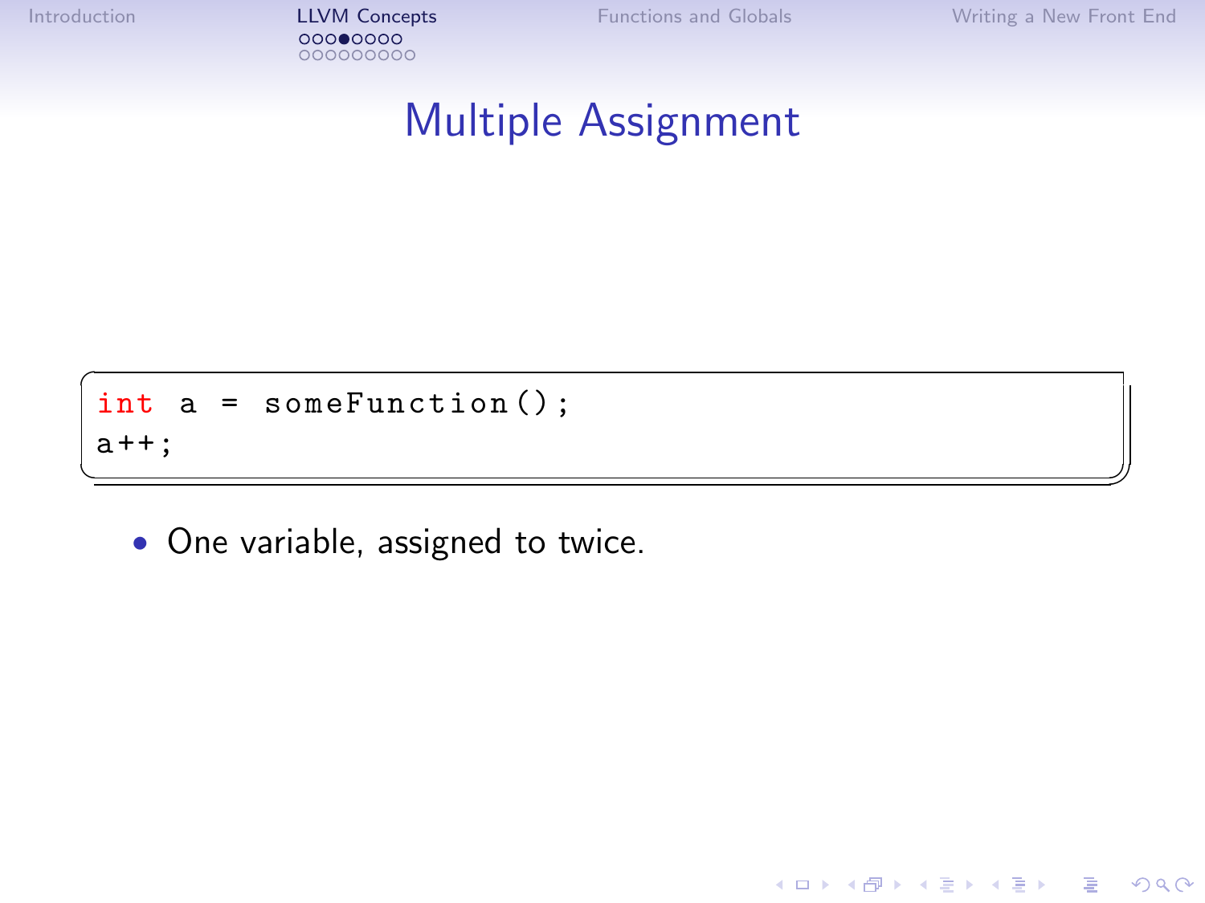# Multiple Assignment

```
int a = someFunction();
a++;
```

- One variable, assigned to twice.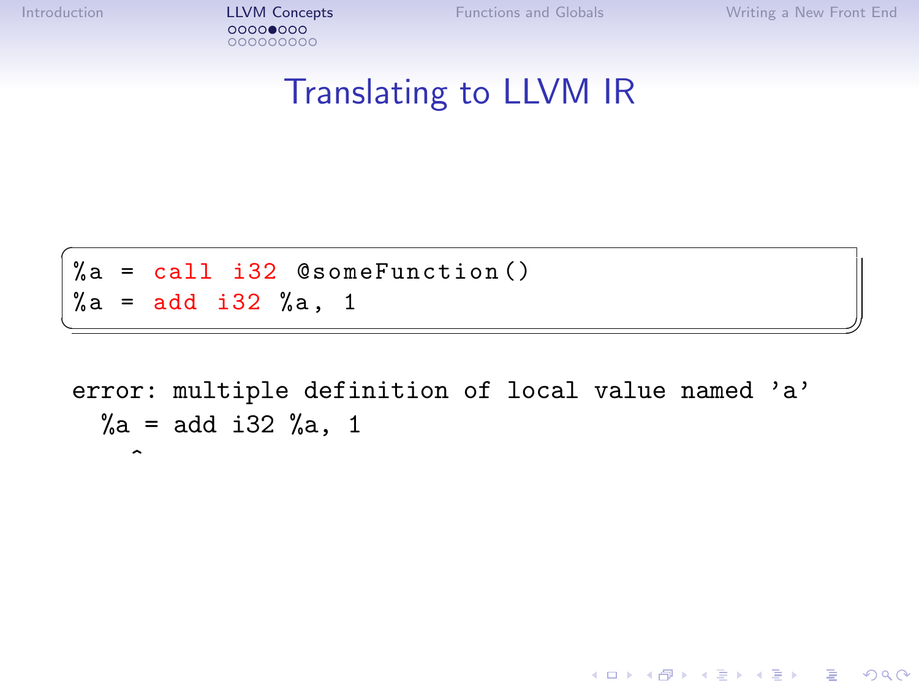# Translating to LLVM IR

```
%a = call i32 @someFunction()
%a = add i32 %a, 1
```

```
error: multiple definition of local value named 'a'
  %a = add i32 %a, 1
   ^
```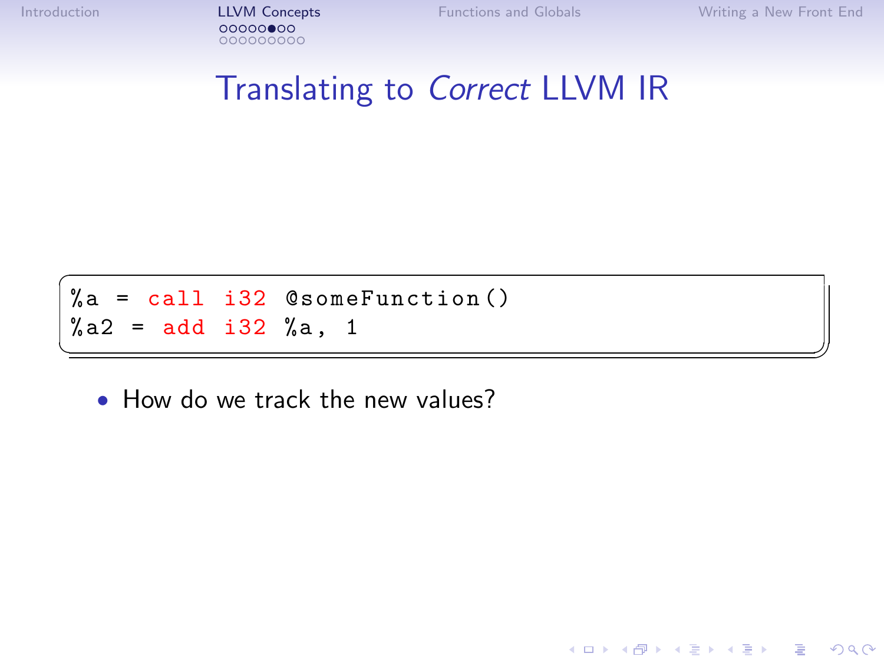# Translating to *Correct* LLVM IR

```
%a = call i32 @someFunction()
%a2 = add i32 %a, 1
```

- How do we track the new values?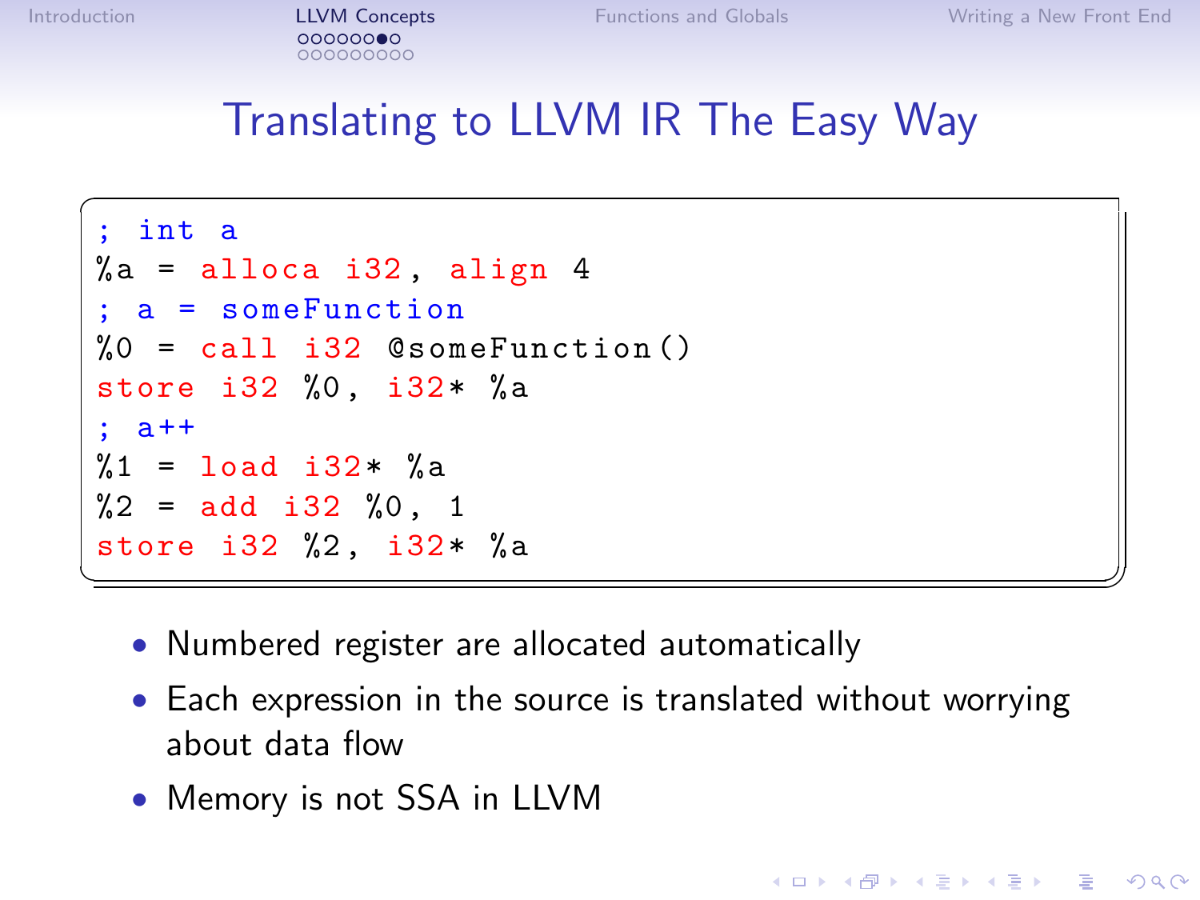# Translating to LLVM IR The Easy Way

```
; int a
%a = alloca i32, align 4
; a = someFunction
%0 = call i32 @someFunction()
store i32 %0, i32* %a
; a++
%1 = load i32* %a
%2 = add i32 %0, 1
store i32 %2, i32* %a
```

- Numbered register are allocated automatically
- Each expression in the source is translated without worrying about data flow
- Memory is not SSA in LLVM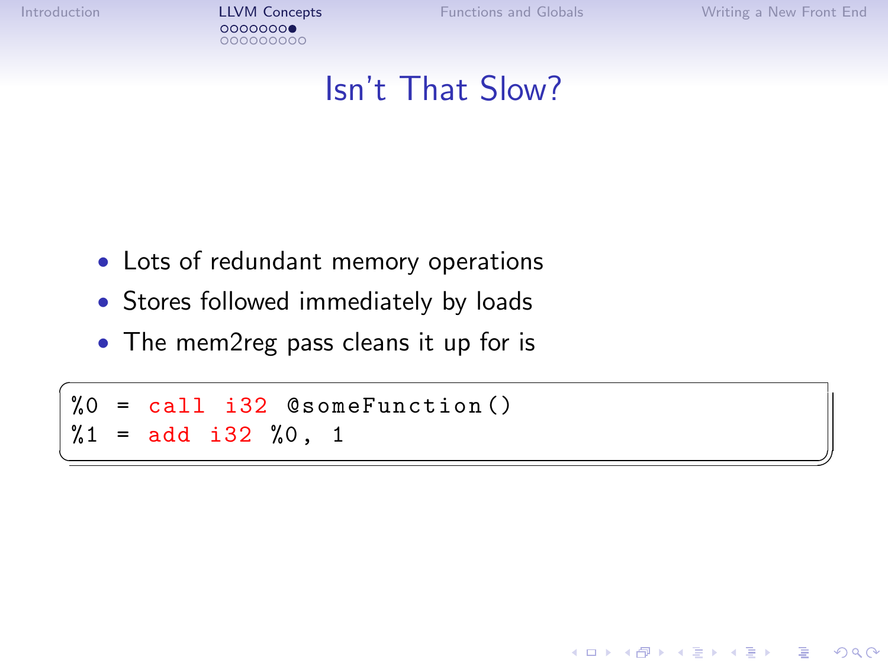# Isn't That Slow?

- Lots of redundant memory operations
- Stores followed immediately by loads
- The mem2reg pass cleans it up for is

```
%0 = call i32 @someFunction()
%1 = add i32 %0, 1
```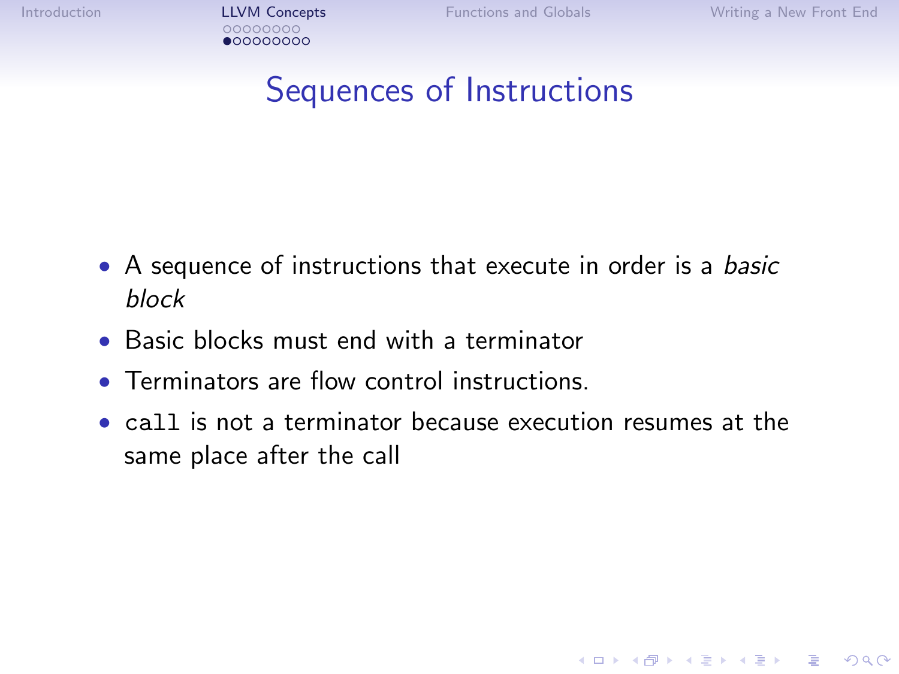# Sequences of Instructions

- A sequence of instructions that execute in order is a *basic block*
- Basic blocks must end with a terminator
- Terminators are flow control instructions.
- `call` is not a terminator because execution resumes at the same place after the call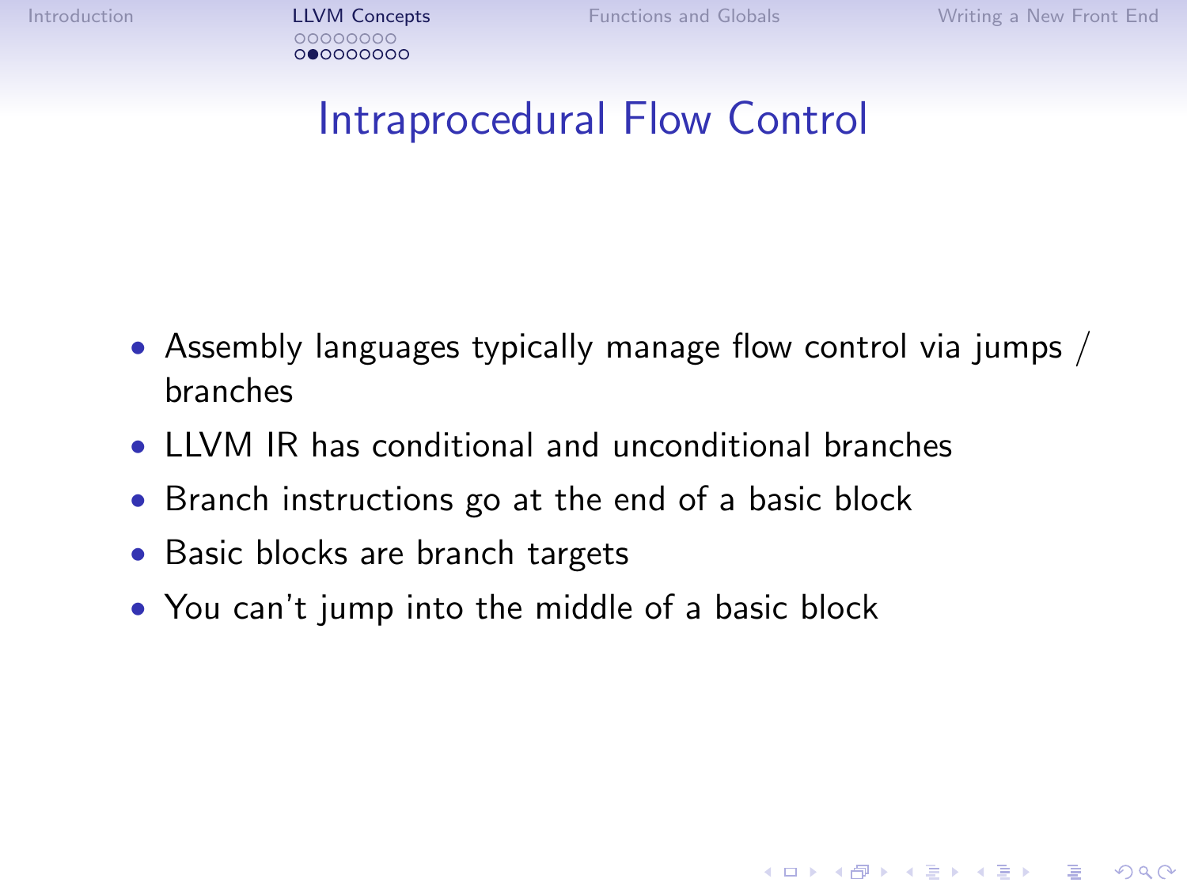# Intraprocedural Flow Control

- Assembly languages typically manage flow control via jumps / branches
- LLVM IR has conditional and unconditional branches
- Branch instructions go at the end of a basic block
- Basic blocks are branch targets
- You can't jump into the middle of a basic block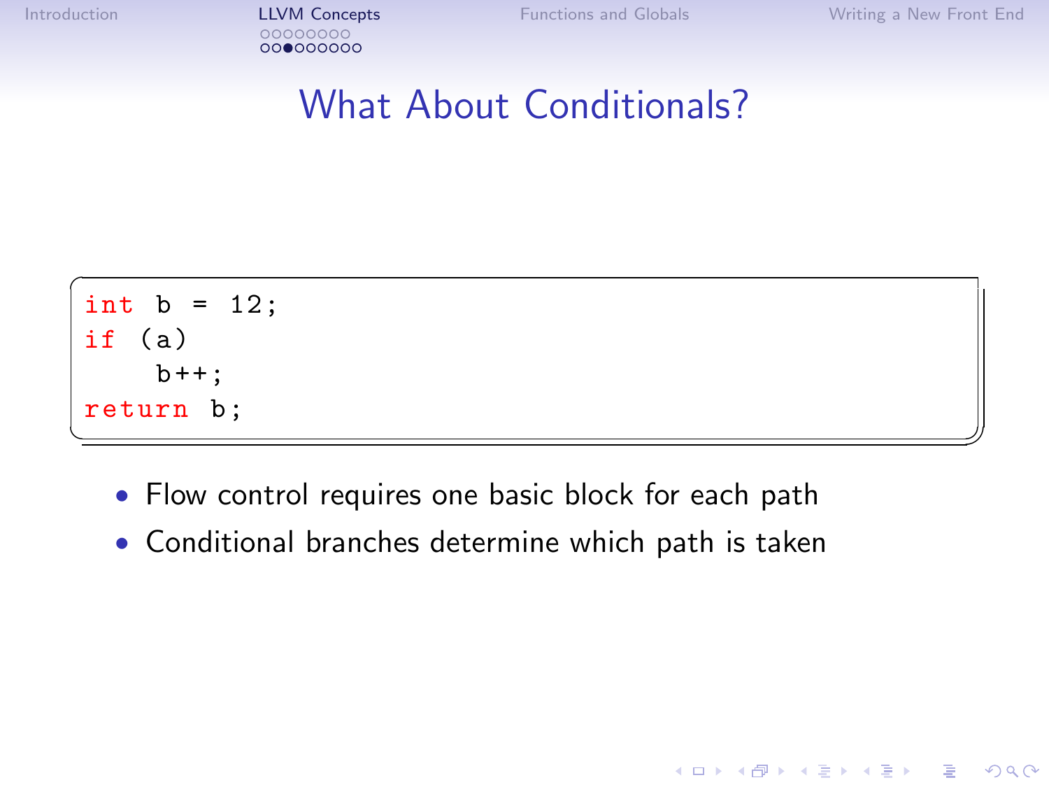# What About Conditionals?

```
int b = 12;
if (a)
    b++;
return b;
```

- Flow control requires one basic block for each path
- Conditional branches determine which path is taken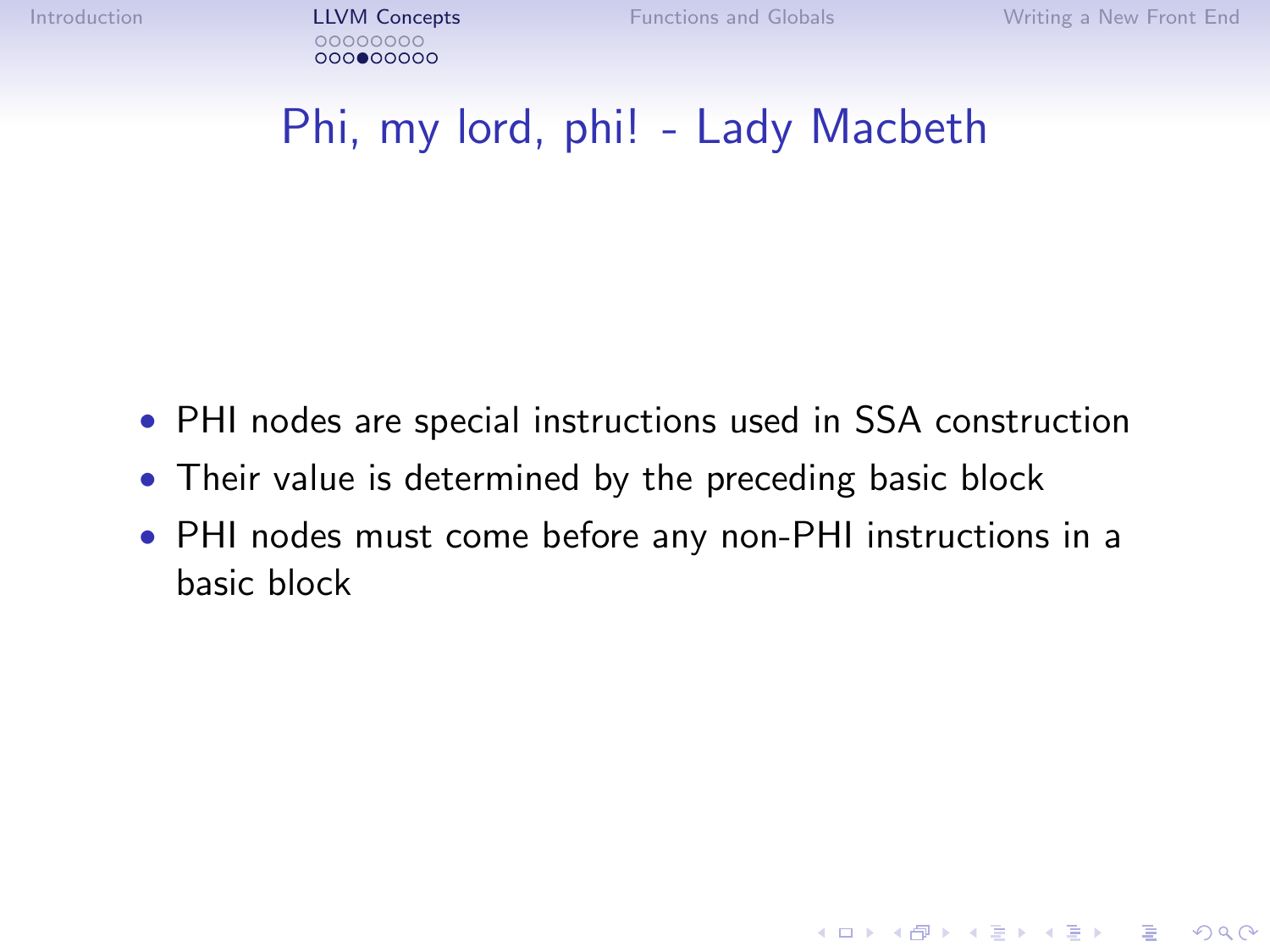# Phi, my lord, phi! - Lady Macbeth

- PHI nodes are special instructions used in SSA construction
- Their value is determined by the preceding basic block
- PHI nodes must come before any non-PHI instructions in a basic block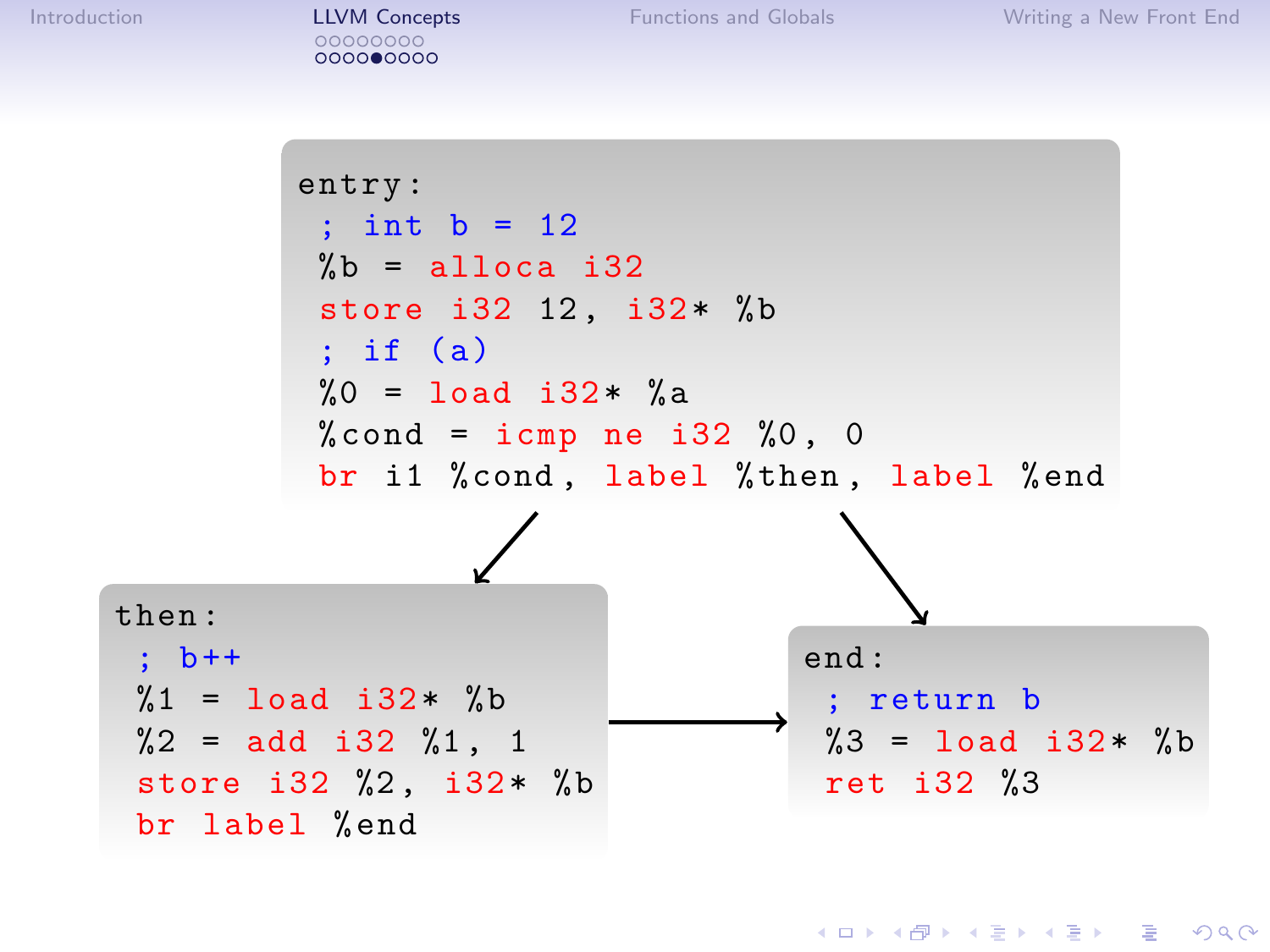```
entry:
 ; int b = 12
 %b = alloca i32
 store i32 12, i32* %b
 ; if (a)
 %0 = load i32* %a
 %cond = icmp ne i32 %0, 0
 br i1 %cond, label %then, label %end
```

```
then:
 ; b++
 %1 = load i32* %b
 %2 = add i32 %1, 1
 store i32 %2, i32* %b
 br label %end
```

```
end:
 ; return b
 %3 = load i32* %b
 ret i32 %3
```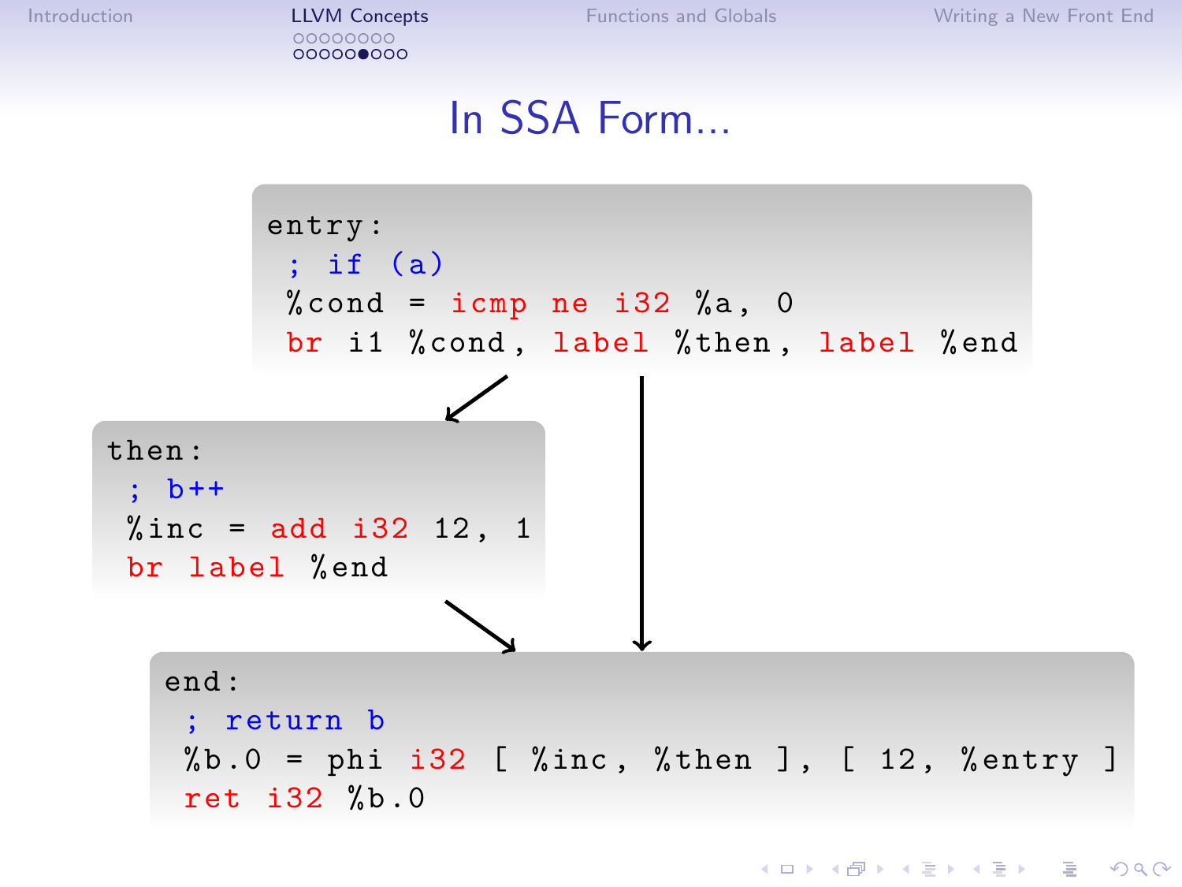# In SSA Form...

```
entry:
 ; if (a)
 %cond = icmp ne i32 %a, 0
 br i1 %cond, label %then, label %end
```

```
then:
 ; b++
 %inc = add i32 12, 1
 br label %end
```

```
end:
 ; return b
 %b.0 = phi i32 [ %inc, %then ], [ 12, %entry ]
 ret i32 %b.0
```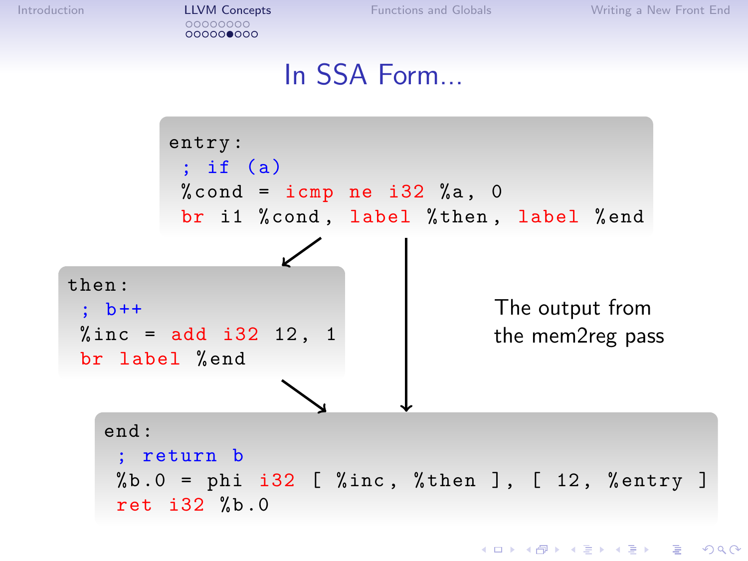# In SSA Form...

```
entry:
 ; if (a)
 %cond = icmp ne i32 %a, 0
 br i1 %cond, label %then, label %end
```

```
then:
 ; b++
 %inc = add i32 12, 1
 br label %end
```

```
end:
 ; return b
 %b.0 = phi i32 [ %inc, %then ], [ 12, %entry ]
 ret i32 %b.0
```

The output from the mem2reg pass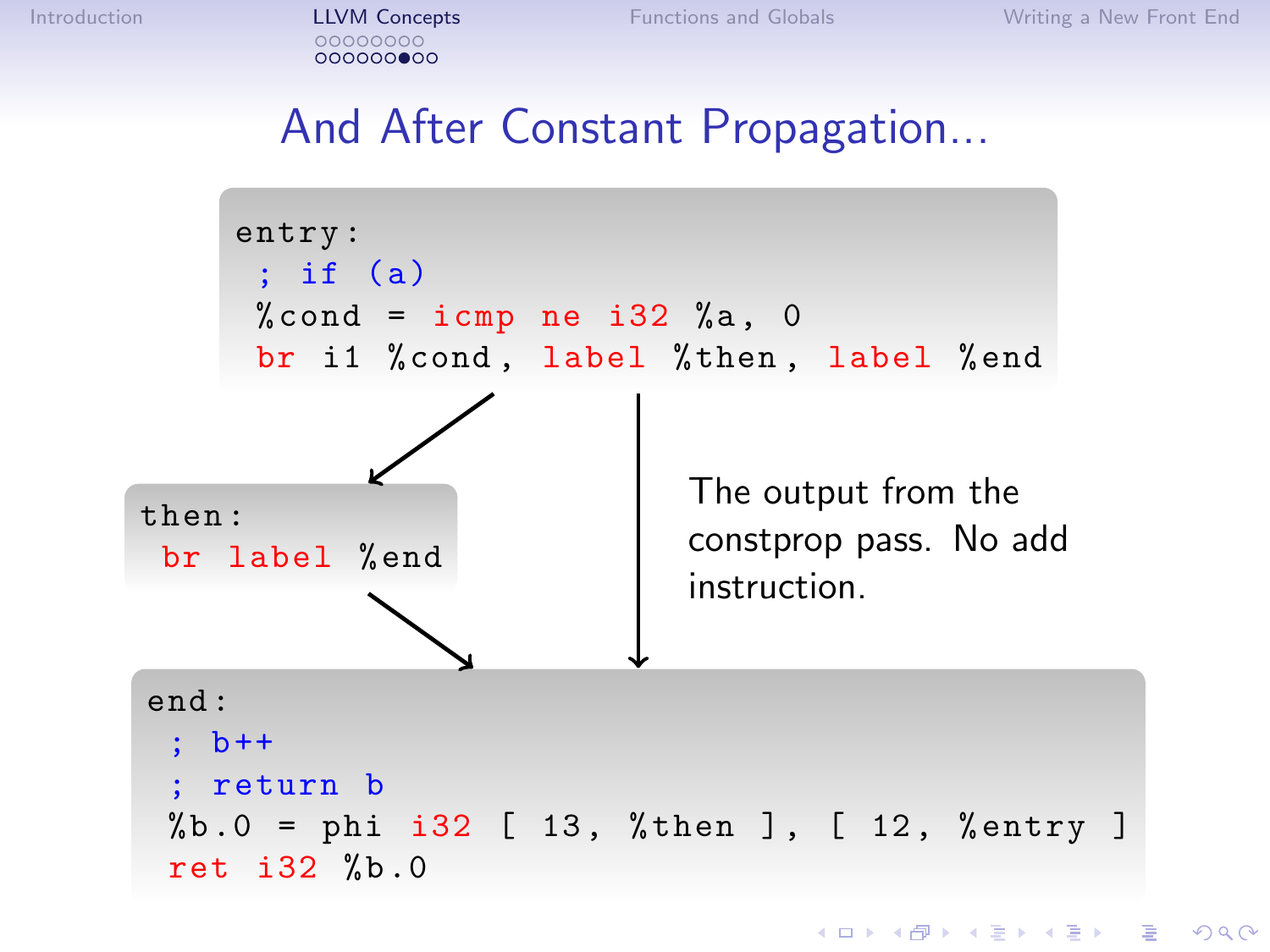# And After Constant Propagation...

```
entry:
 ; if (a)
 %cond = icmp ne i32 %a, 0
 br i1 %cond, label %then, label %end
```

```
then:
 br label %end
```

```
end:
 ; b++
 ; return b
 %b.0 = phi i32 [ 13, %then ], [ 12, %entry ]
 ret i32 %b.0
```

The output from the constprop pass. No add instruction.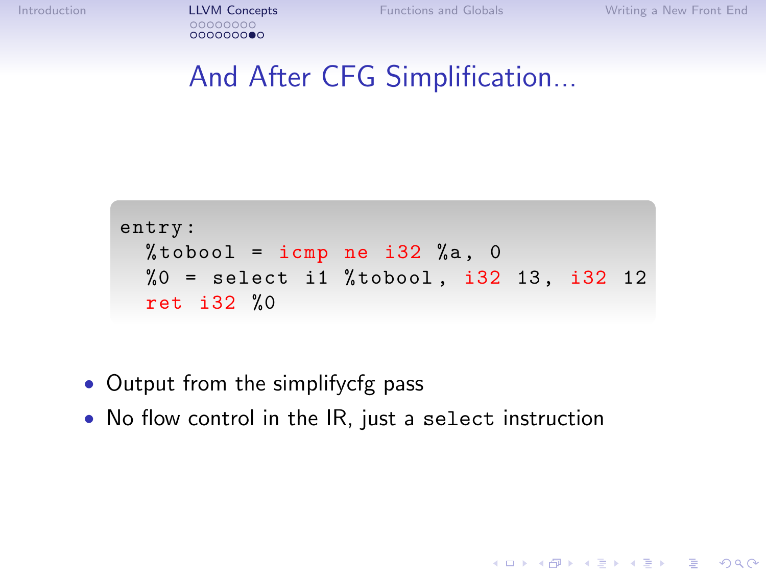# And After CFG Simplification...

```
entry:
  %tobool = icmp ne i32 %a, 0
  %0 = select i1 %tobool, i32 13, i32 12
  ret i32 %0
```

- Output from the simplifycfg pass
- No flow control in the IR, just a `select` instruction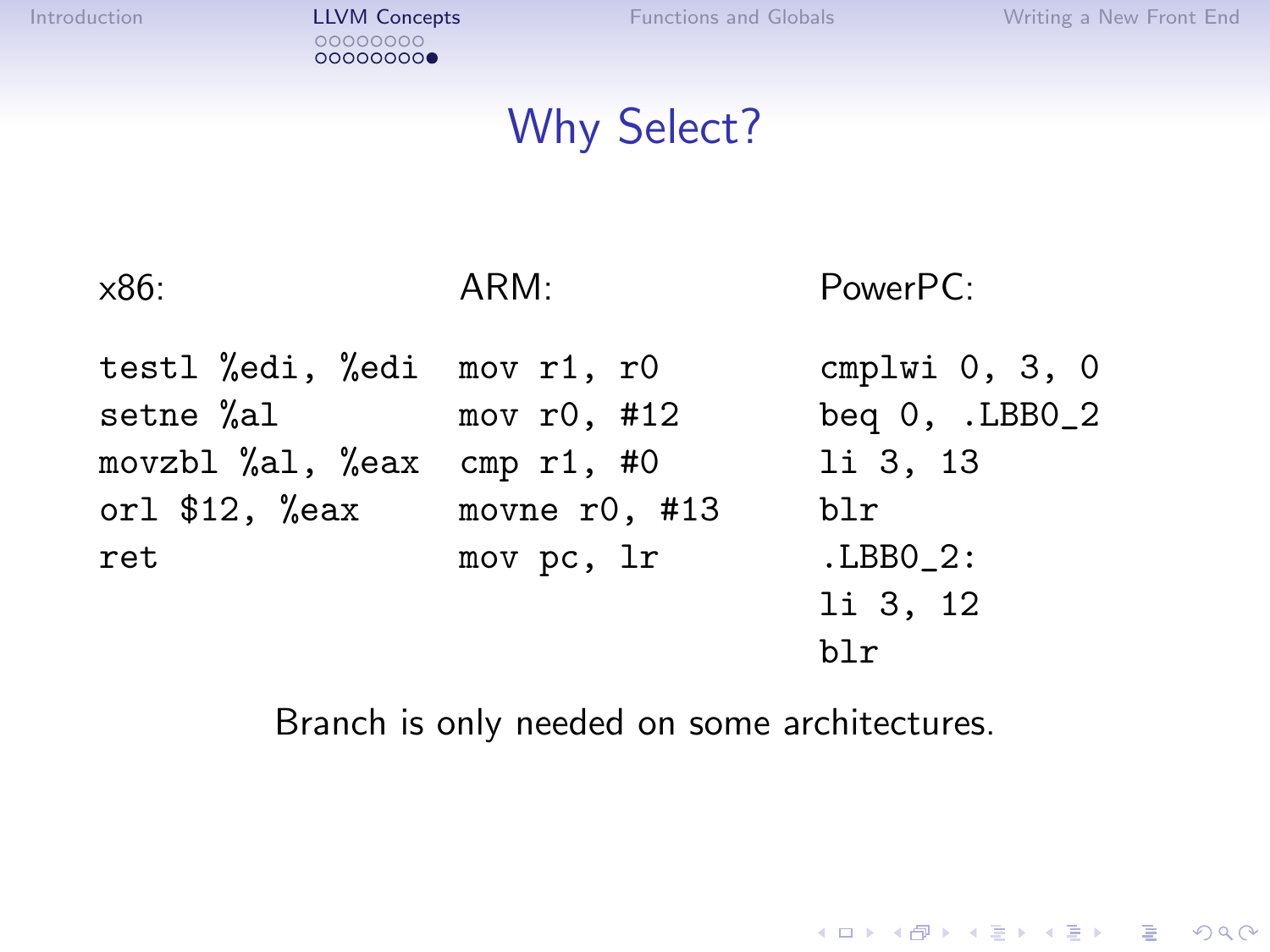# Why Select?

x86:

```
testl %edi, %edi
setne %al
movzbl %al, %eax
orl $12, %eax
ret
```

ARM:

```
mov r1, r0
mov r0, #12
cmp r1, #0
movne r0, #13
mov pc, lr
```

PowerPC:

```
cmplwi 0, 3, 0
beq 0, .LBB0_2
li 3, 13
blr
.LBB0_2:
li 3, 12
blr
```

Branch is only needed on some architectures.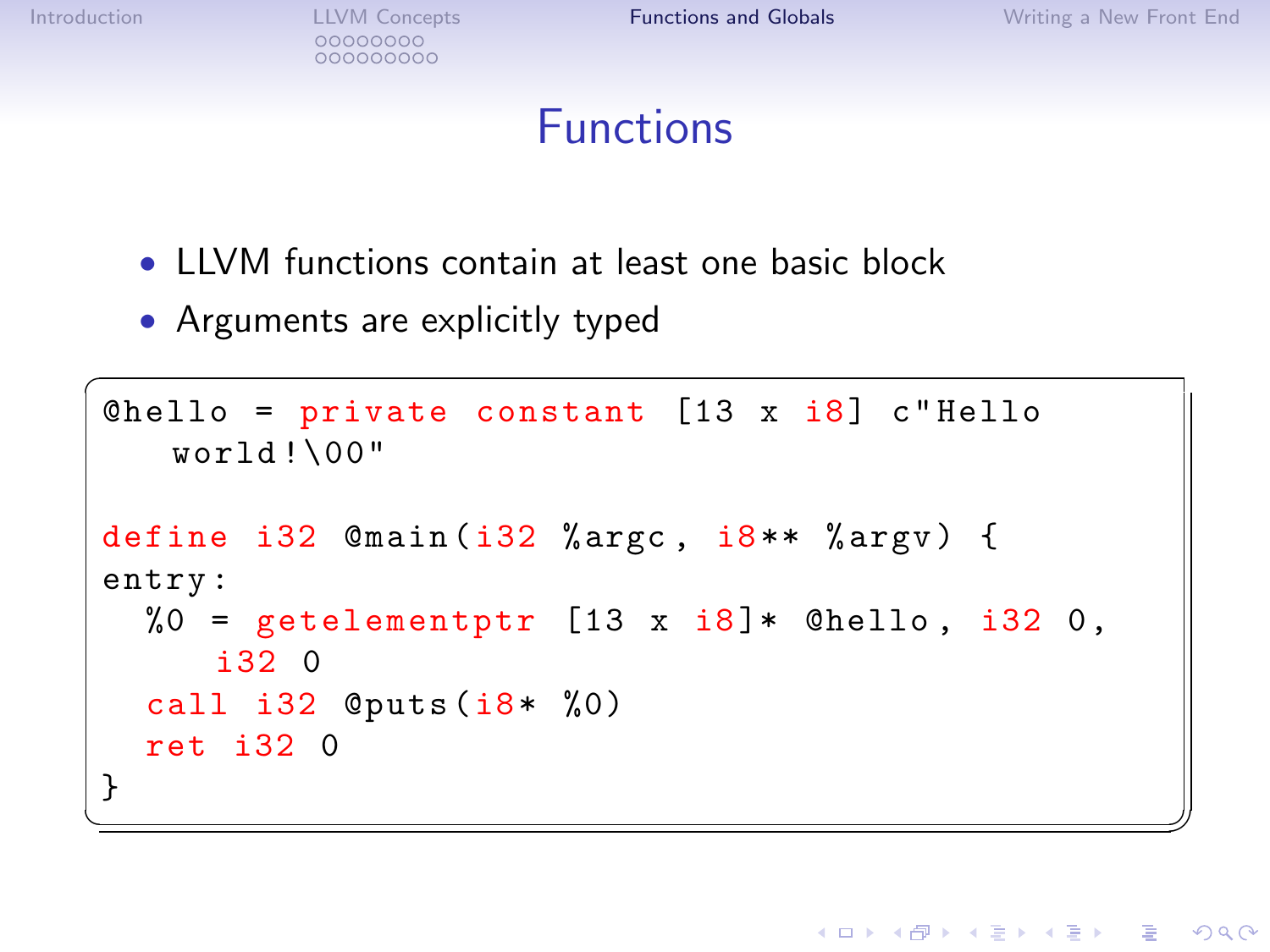# Functions

- LLVM functions contain at least one basic block
- Arguments are explicitly typed

```
@hello = private constant [13 x i8] c"Hello
    world!\00"

define i32 @main(i32 %argc, i8** %argv) {
entry:
  %0 = getelementptr [13 x i8]* @hello, i32 0,
      i32 0
  call i32 @puts(i8* %0)
  ret i32 0
}
```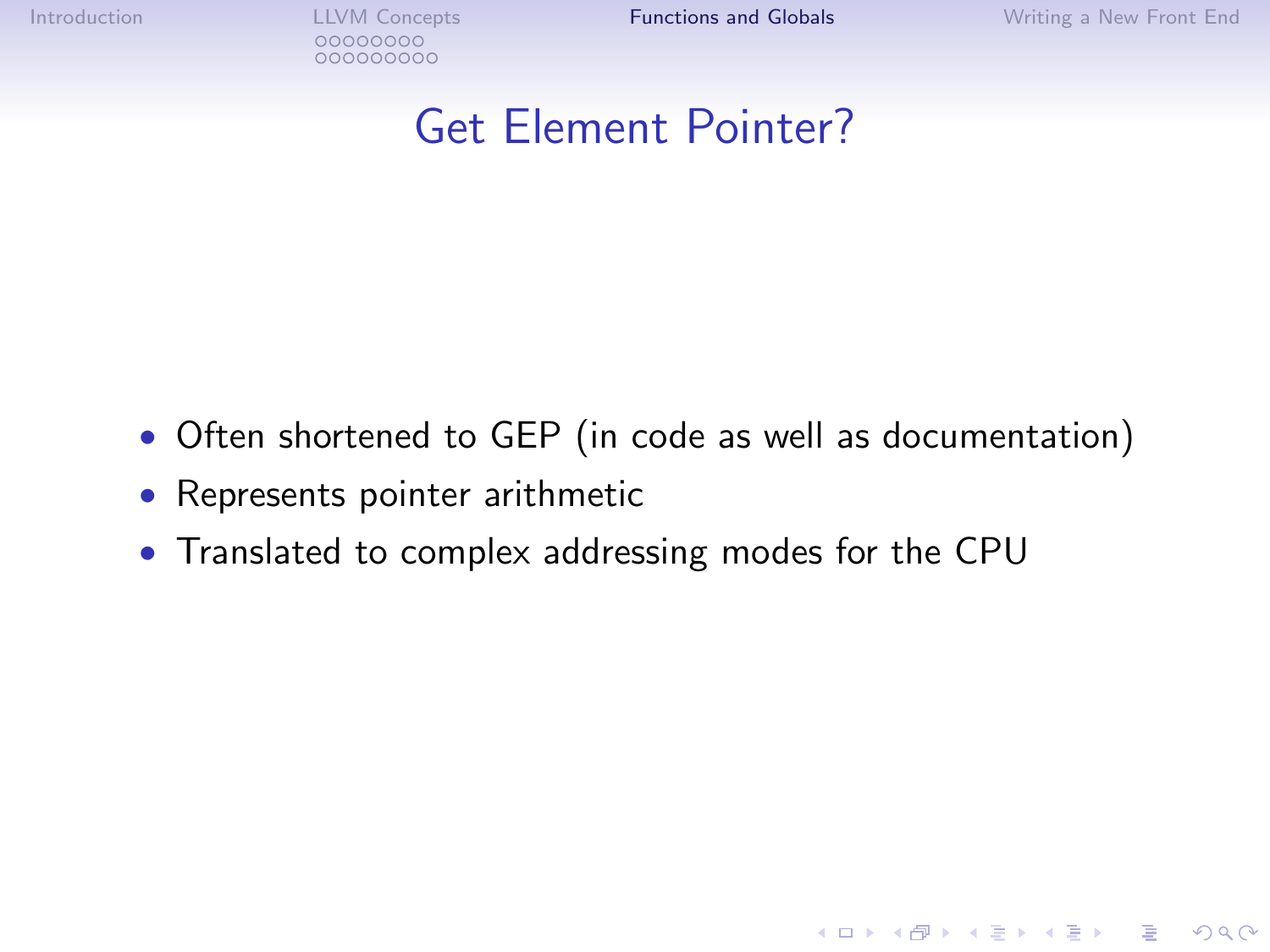# Get Element Pointer?

- Often shortened to GEP (in code as well as documentation)
- Represents pointer arithmetic
- Translated to complex addressing modes for the CPU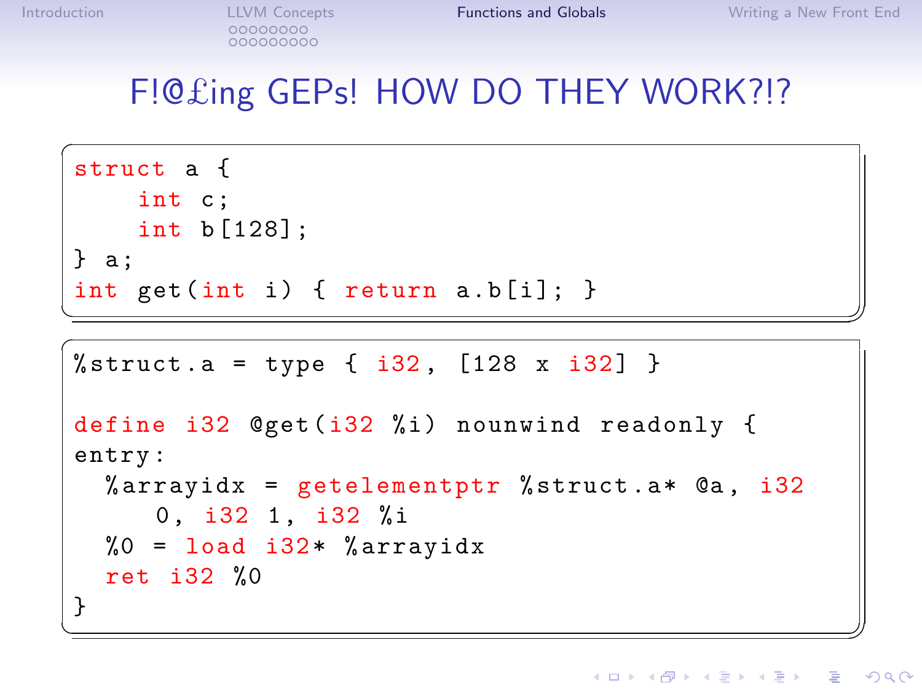# F!@£ing GEPs! HOW DO THEY WORK?!?

```c
struct a {
    int c;
    int b[128];
} a;
int get(int i) { return a.b[i]; }
```

```llvm
%struct.a = type { i32, [128 x i32] }

define i32 @get(i32 %i) nounwind readonly {
entry:
  %arrayidx = getelementptr %struct.a* @a, i32
      0, i32 1, i32 %i
  %0 = load i32* %arrayidx
  ret i32 %0
}
```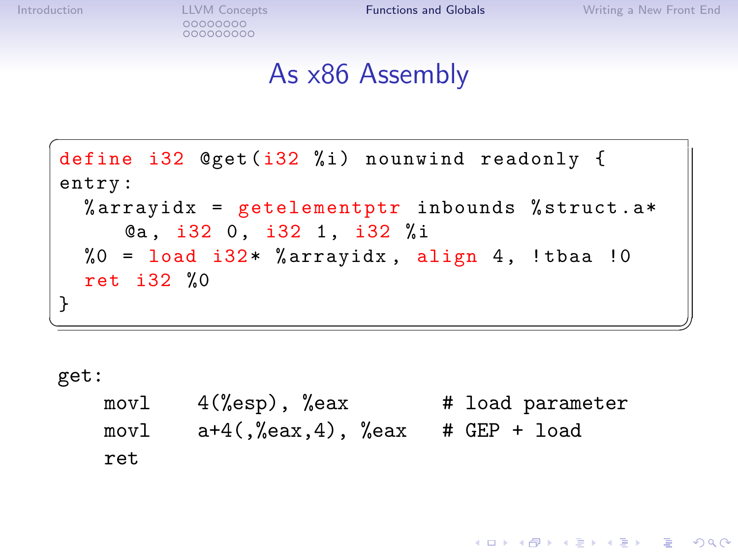# As x86 Assembly

```
define i32 @get(i32 %i) nounwind readonly {
entry:
  %arrayidx = getelementptr inbounds %struct.a*
      @a, i32 0, i32 1, i32 %i
  %0 = load i32* %arrayidx, align 4, !tbaa !0
  ret i32 %0
}
```

```
get:
    movl    4(%esp), %eax          # load parameter
    movl    a+4(,%eax,4), %eax     # GEP + load
    ret
```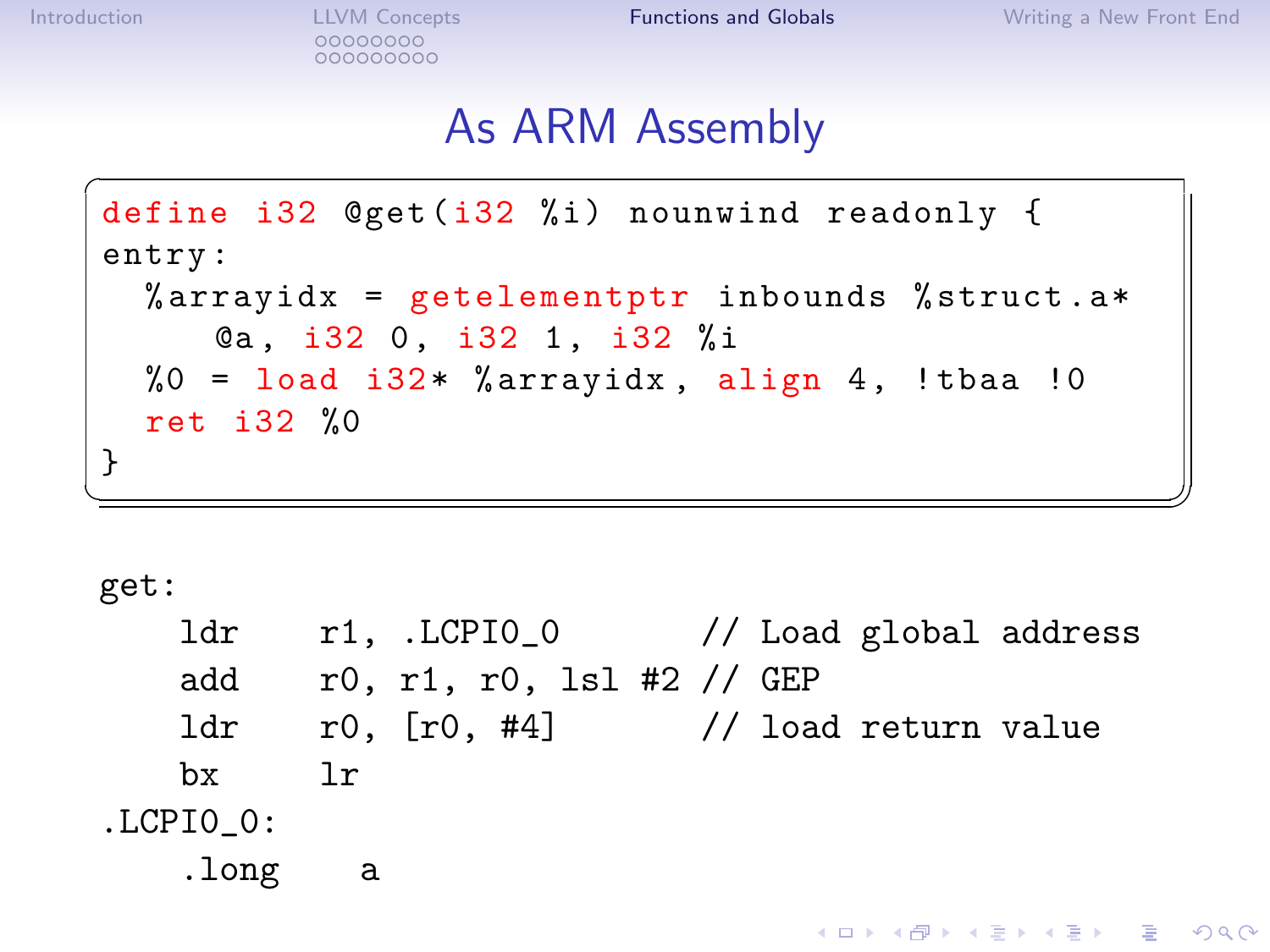## As ARM Assembly

```
define i32 @get(i32 %i) nounwind readonly {
entry:
  %arrayidx = getelementptr inbounds %struct.a*
     @a, i32 0, i32 1, i32 %i
  %0 = load i32* %arrayidx, align 4, !tbaa !0
  ret i32 %0
}
```

```
get:
    ldr     r1, .LCPI0_0        // Load global address
    add     r0, r1, r0, lsl #2 // GEP
    ldr     r0, [r0, #4]        // load return value
    bx      lr
.LCPI0_0:
    .long    a
```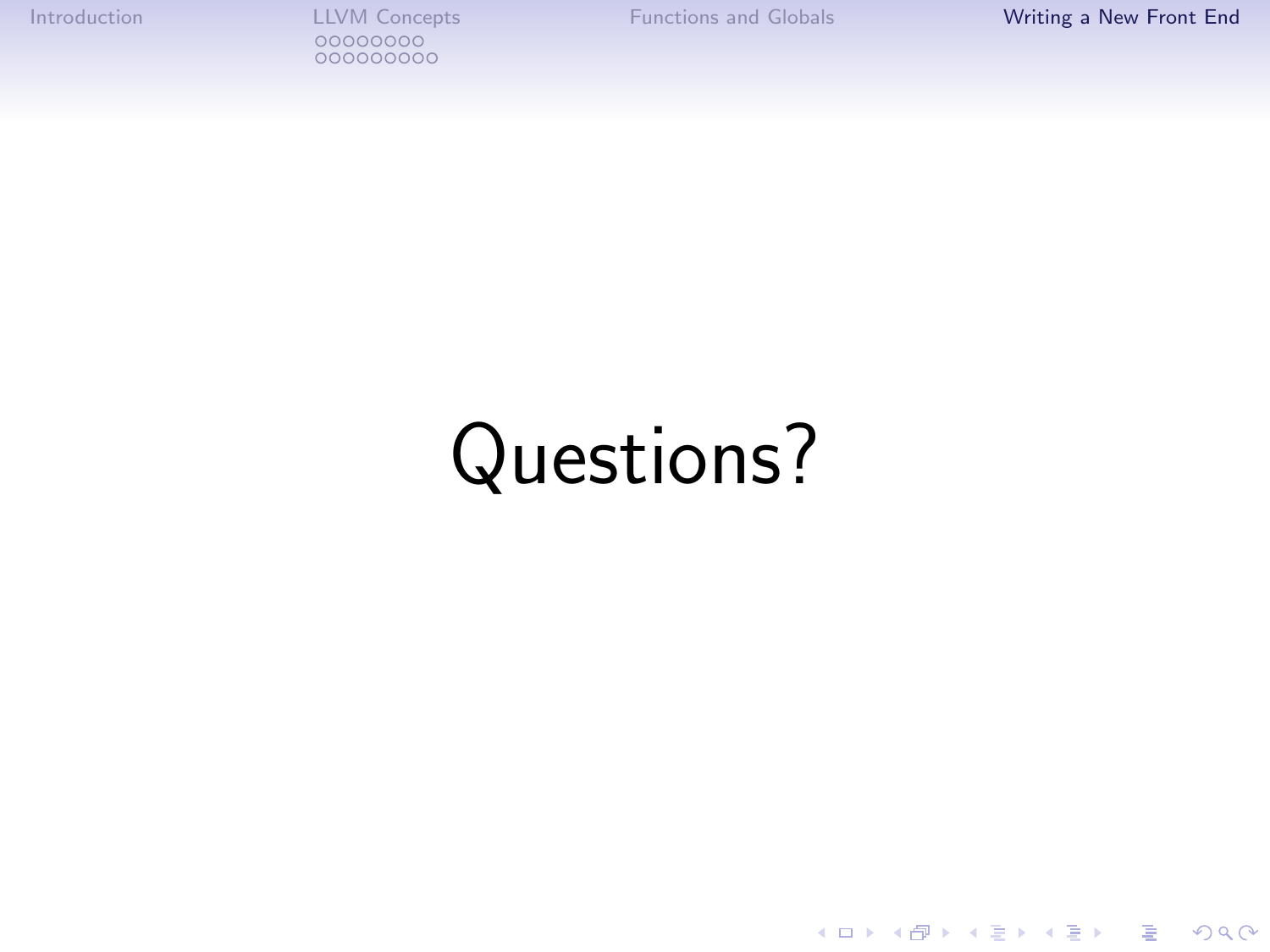# Questions?